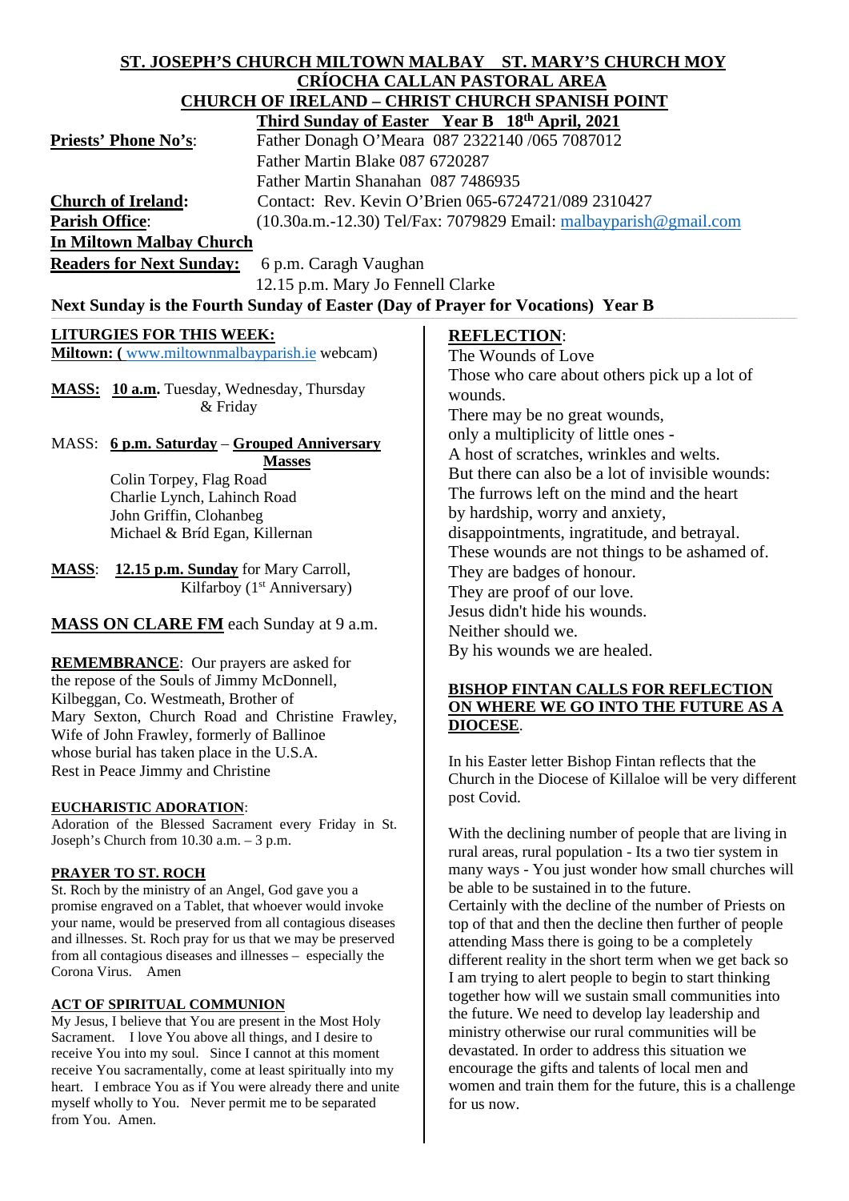**ST. JOSEPH'S CHURCH MILTOWN MALBAY ST. MARY'S CHURCH MOY**
**CRÍOCHA CALLAN PASTORAL AREA**
**CHURCH OF IRELAND – CHRIST CHURCH SPANISH POINT**

**Third Sunday of Easter Year B 18th April, 2021**

**Priests' Phone No's**: Father Donagh O'Meara 087 2322140 /065 7087012
Father Martin Blake 087 6720287
Father Martin Shanahan 087 7486935

**Church of Ireland:** Contact: Rev. Kevin O'Brien 065-6724721/089 2310427

**Parish Office**: (10.30a.m.-12.30) Tel/Fax: 7079829 Email: malbayparish@gmail.com

**In Miltown Malbay Church**

**Readers for Next Sunday:** 6 p.m. Caragh Vaughan
12.15 p.m. Mary Jo Fennell Clarke

**Next Sunday is the Fourth Sunday of Easter (Day of Prayer for Vocations) Year B**

**LITURGIES FOR THIS WEEK:**
**Miltown: (** www.miltownmalbayparish.ie webcam)

**MASS:** **10 a.m.** Tuesday, Wednesday, Thursday & Friday

MASS: **6 p.m. Saturday** – **Grouped Anniversary Masses**
Colin Torpey, Flag Road
Charlie Lynch, Lahinch Road
John Griffin, Clohanbeg
Michael & Bríd Egan, Killernan

**MASS**: **12.15 p.m. Sunday** for Mary Carroll, Kilfarboy (1st Anniversary)

**MASS ON CLARE FM** each Sunday at 9 a.m.

**REMEMBRANCE**: Our prayers are asked for the repose of the Souls of Jimmy McDonnell, Kilbeggan, Co. Westmeath, Brother of Mary Sexton, Church Road and Christine Frawley, Wife of John Frawley, formerly of Ballinoe whose burial has taken place in the U.S.A. Rest in Peace Jimmy and Christine

**EUCHARISTIC ADORATION**:
Adoration of the Blessed Sacrament every Friday in St. Joseph's Church from 10.30 a.m. – 3 p.m.

**PRAYER TO ST. ROCH**
St. Roch by the ministry of an Angel, God gave you a promise engraved on a Tablet, that whoever would invoke your name, would be preserved from all contagious diseases and illnesses. St. Roch pray for us that we may be preserved from all contagious diseases and illnesses – especially the Corona Virus. Amen

**ACT OF SPIRITUAL COMMUNION**
My Jesus, I believe that You are present in the Most Holy Sacrament. I love You above all things, and I desire to receive You into my soul. Since I cannot at this moment receive You sacramentally, come at least spiritually into my heart. I embrace You as if You were already there and unite myself wholly to You. Never permit me to be separated from You. Amen.

**REFLECTION**:
The Wounds of Love
Those who care about others pick up a lot of wounds.
There may be no great wounds,
only a multiplicity of little ones -
A host of scratches, wrinkles and welts.
But there can also be a lot of invisible wounds:
The furrows left on the mind and the heart
by hardship, worry and anxiety,
disappointments, ingratitude, and betrayal.
These wounds are not things to be ashamed of.
They are badges of honour.
They are proof of our love.
Jesus didn't hide his wounds.
Neither should we.
By his wounds we are healed.

**BISHOP FINTAN CALLS FOR REFLECTION ON WHERE WE GO INTO THE FUTURE AS A DIOCESE**.

In his Easter letter Bishop Fintan reflects that the Church in the Diocese of Killaloe will be very different post Covid.

With the declining number of people that are living in rural areas, rural population - Its a two tier system in many ways - You just wonder how small churches will be able to be sustained in to the future.
Certainly with the decline of the number of Priests on top of that and then the decline then further of people attending Mass there is going to be a completely different reality in the short term when we get back so I am trying to alert people to begin to start thinking together how will we sustain small communities into the future. We need to develop lay leadership and ministry otherwise our rural communities will be devastated. In order to address this situation we encourage the gifts and talents of local men and women and train them for the future, this is a challenge for us now.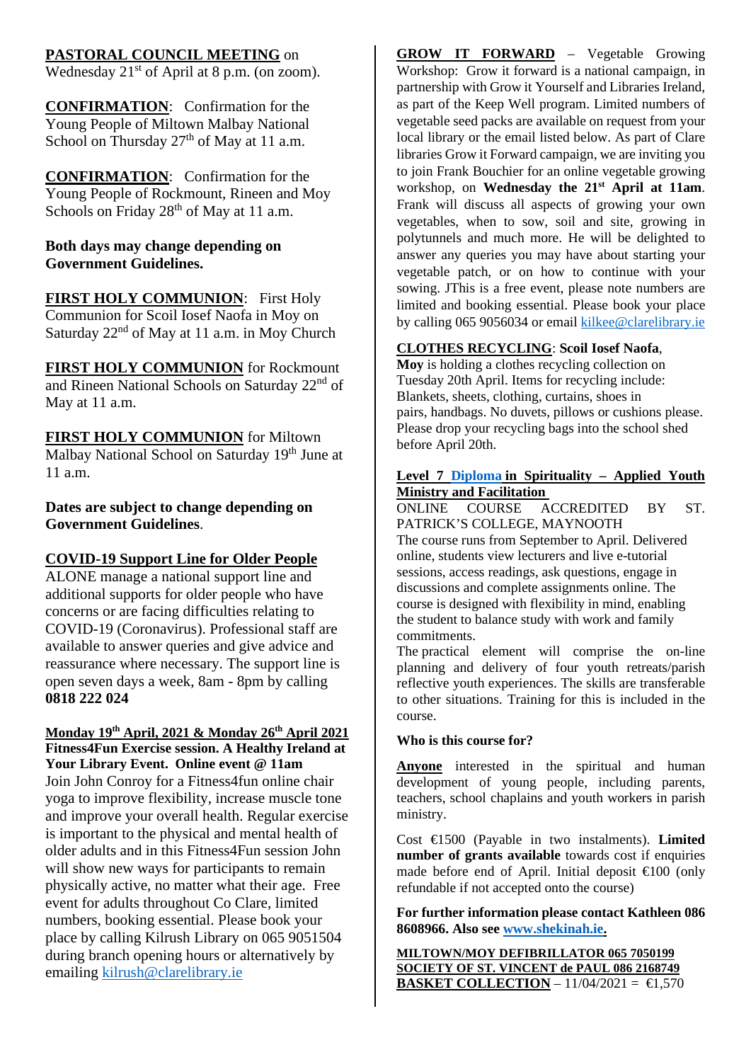**PASTORAL COUNCIL MEETING** on Wednesday 21st of April at 8 p.m. (on zoom).

**CONFIRMATION**: Confirmation for the Young People of Miltown Malbay National School on Thursday 27th of May at 11 a.m.

**CONFIRMATION**: Confirmation for the Young People of Rockmount, Rineen and Moy Schools on Friday 28th of May at 11 a.m.

**Both days may change depending on Government Guidelines.**

**FIRST HOLY COMMUNION**: First Holy Communion for Scoil Iosef Naofa in Moy on Saturday 22nd of May at 11 a.m. in Moy Church

**FIRST HOLY COMMUNION** for Rockmount and Rineen National Schools on Saturday 22nd of May at 11 a.m.

**FIRST HOLY COMMUNION** for Miltown Malbay National School on Saturday 19th June at 11 a.m.

**Dates are subject to change depending on Government Guidelines**.

**COVID-19 Support Line for Older People**

ALONE manage a national support line and additional supports for older people who have concerns or are facing difficulties relating to COVID-19 (Coronavirus). Professional staff are available to answer queries and give advice and reassurance where necessary. The support line is open seven days a week, 8am - 8pm by calling **0818 222 024**

**Monday 19th April, 2021 & Monday 26th April 2021**
**Fitness4Fun Exercise session. A Healthy Ireland at Your Library Event. Online event @ 11am**
Join John Conroy for a Fitness4fun online chair yoga to improve flexibility, increase muscle tone and improve your overall health. Regular exercise is important to the physical and mental health of older adults and in this Fitness4Fun session John will show new ways for participants to remain physically active, no matter what their age. Free event for adults throughout Co Clare, limited numbers, booking essential. Please book your place by calling Kilrush Library on 065 9051504 during branch opening hours or alternatively by emailing kilrush@clarelibrary.ie

**GROW IT FORWARD** – Vegetable Growing Workshop: Grow it forward is a national campaign, in partnership with Grow it Yourself and Libraries Ireland, as part of the Keep Well program. Limited numbers of vegetable seed packs are available on request from your local library or the email listed below. As part of Clare libraries Grow it Forward campaign, we are inviting you to join Frank Bouchier for an online vegetable growing workshop, on **Wednesday the 21st April at 11am**. Frank will discuss all aspects of growing your own vegetables, when to sow, soil and site, growing in polytunnels and much more. He will be delighted to answer any queries you may have about starting your vegetable patch, or on how to continue with your sowing. JThis is a free event, please note numbers are limited and booking essential. Please book your place by calling 065 9056034 or email kilkee@clarelibrary.ie

**CLOTHES RECYCLING**: **Scoil Iosef Naofa**, **Moy** is holding a clothes recycling collection on Tuesday 20th April. Items for recycling include: Blankets, sheets, clothing, curtains, shoes in pairs, handbags. No duvets, pillows or cushions please. Please drop your recycling bags into the school shed before April 20th.

**Level 7 Diploma in Spirituality – Applied Youth Ministry and Facilitation**

ONLINE COURSE ACCREDITED BY ST. PATRICK'S COLLEGE, MAYNOOTH

The course runs from September to April. Delivered online, students view lecturers and live e-tutorial sessions, access readings, ask questions, engage in discussions and complete assignments online. The course is designed with flexibility in mind, enabling the student to balance study with work and family commitments.

The practical element will comprise the on-line planning and delivery of four youth retreats/parish reflective youth experiences. The skills are transferable to other situations. Training for this is included in the course.

**Who is this course for?**

**Anyone** interested in the spiritual and human development of young people, including parents, teachers, school chaplains and youth workers in parish ministry.

Cost €1500 (Payable in two instalments). **Limited number of grants available** towards cost if enquiries made before end of April. Initial deposit €100 (only refundable if not accepted onto the course)

**For further information please contact Kathleen 086 8608966. Also see www.shekinah.ie.**

**MILTOWN/MOY DEFIBRILLATOR 065 7050199**
**SOCIETY OF ST. VINCENT de PAUL 086 2168749**
**BASKET COLLECTION** – 11/04/2021 = €1,570